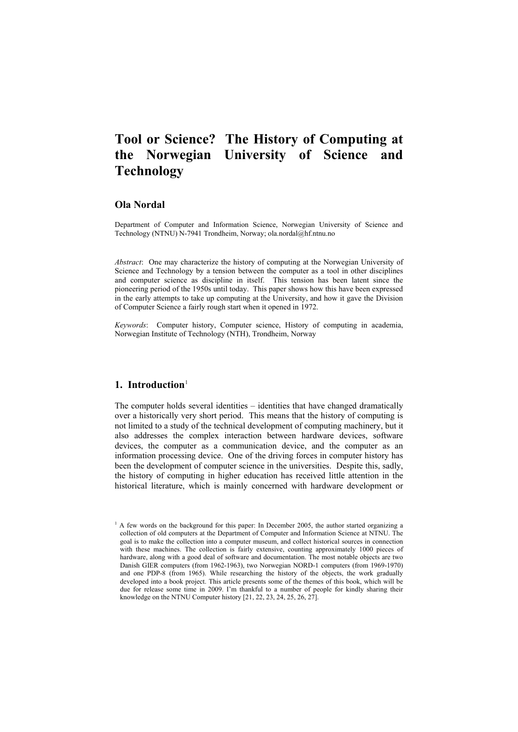# Tool or Science? The History of Computing at the Norwegian University of Science and Technology

**Ola Nordal**

Department of Computer and Information Science, Norwegian University of Science and Technology (NTNU) N-7941 Trondheim, Norway; ola.nordal@hf.ntnu.no

*Abstract*: One may characterize the history of computing at the Norwegian University of Science and Technology by a tension between the computer as a tool in other disciplines and computer science as discipline in itself. This tension has been latent since the pioneering period of the 1950s until today. This paper shows how this have been expressed in the early attempts to take up computing at the University, and how it gave the Division of Computer Science a fairly rough start when it opened in 1972.

*Keywords*: Computer history, Computer science, History of computing in academia, Norwegian Institute of Technology (NTH), Trondheim, Norway

## 1. Introduction[1]

The computer holds several identities – identities that have changed dramatically over a historically very short period. This means that the history of computing is not limited to a study of the technical development of computing machinery, but it also addresses the complex interaction between hardware devices, software devices, the computer as a communication device, and the computer as an information processing device. One of the driving forces in computer history has been the development of computer science in the universities. Despite this, sadly, the history of computing in higher education has received little attention in the historical literature, which is mainly concerned with hardware development or

[1] A few words on the background for this paper: In December 2005, the author started organizing a collection of old computers at the Department of Computer and Information Science at NTNU. The goal is to make the collection into a computer museum, and collect historical sources in connection with these machines. The collection is fairly extensive, counting approximately 1000 pieces of hardware, along with a good deal of software and documentation. The most notable objects are two Danish GIER computers (from 1962-1963), two Norwegian NORD-1 computers (from 1969-1970) and one PDP-8 (from 1965). While researching the history of the objects, the work gradually developed into a book project. This article presents some of the themes of this book, which will be due for release some time in 2009. I'm thankful to a number of people for kindly sharing their knowledge on the NTNU Computer history [21, 22, 23, 24, 25, 26, 27].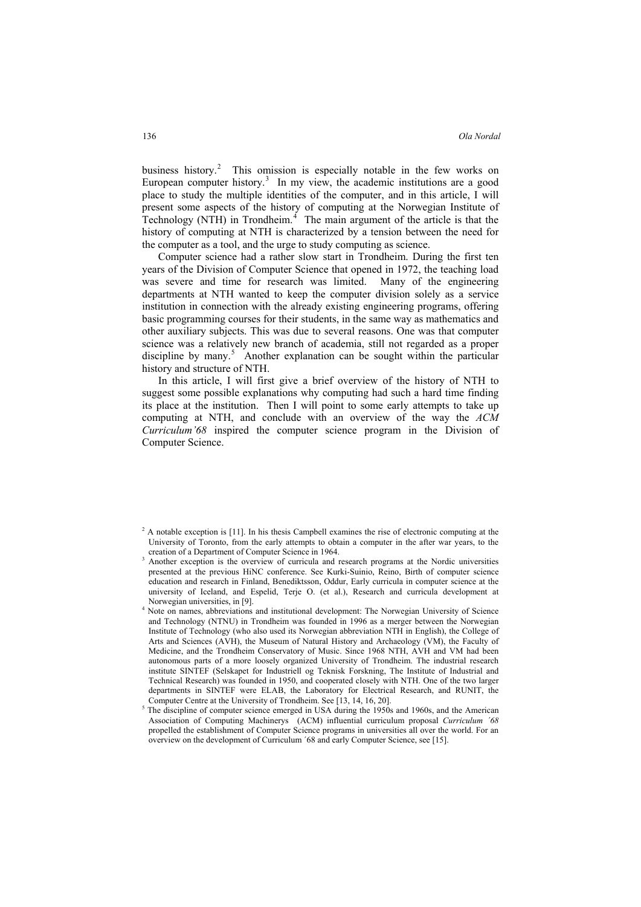business history.[2] This omission is especially notable in the few works on European computer history.[3] In my view, the academic institutions are a good place to study the multiple identities of the computer, and in this article, I will present some aspects of the history of computing at the Norwegian Institute of Technology (NTH) in Trondheim.[4] The main argument of the article is that the history of computing at NTH is characterized by a tension between the need for the computer as a tool, and the urge to study computing as science.

Computer science had a rather slow start in Trondheim. During the first ten years of the Division of Computer Science that opened in 1972, the teaching load was severe and time for research was limited. Many of the engineering departments at NTH wanted to keep the computer division solely as a service institution in connection with the already existing engineering programs, offering basic programming courses for their students, in the same way as mathematics and other auxiliary subjects. This was due to several reasons. One was that computer science was a relatively new branch of academia, still not regarded as a proper discipline by many.[5] Another explanation can be sought within the particular history and structure of NTH.

In this article, I will first give a brief overview of the history of NTH to suggest some possible explanations why computing had such a hard time finding its place at the institution. Then I will point to some early attempts to take up computing at NTH, and conclude with an overview of the way the *ACM Curriculum'68* inspired the computer science program in the Division of Computer Science.

---

[2] A notable exception is [11]. In his thesis Campbell examines the rise of electronic computing at the University of Toronto, from the early attempts to obtain a computer in the after war years, to the creation of a Department of Computer Science in 1964.

[3] Another exception is the overview of curricula and research programs at the Nordic universities presented at the previous HiNC conference. See Kurki-Suinio, Reino, Birth of computer science education and research in Finland, Benediktsson, Oddur, Early curricula in computer science at the university of Iceland, and Espelid, Terje O. (et al.), Research and curricula development at Norwegian universities, in [9].

[4] Note on names, abbreviations and institutional development: The Norwegian University of Science and Technology (NTNU) in Trondheim was founded in 1996 as a merger between the Norwegian Institute of Technology (who also used its Norwegian abbreviation NTH in English), the College of Arts and Sciences (AVH), the Museum of Natural History and Archaeology (VM), the Faculty of Medicine, and the Trondheim Conservatory of Music. Since 1968 NTH, AVH and VM had been autonomous parts of a more loosely organized University of Trondheim. The industrial research institute SINTEF (Selskapet for Industriell og Teknisk Forskning, The Institute of Industrial and Technical Research) was founded in 1950, and cooperated closely with NTH. One of the two larger departments in SINTEF were ELAB, the Laboratory for Electrical Research, and RUNIT, the Computer Centre at the University of Trondheim. See [13, 14, 16, 20].

[5] The discipline of computer science emerged in USA during the 1950s and 1960s, and the American Association of Computing Machinerys (ACM) influential curriculum proposal *Curriculum ´68* propelled the establishment of Computer Science programs in universities all over the world. For an overview on the development of Curriculum ´68 and early Computer Science, see [15].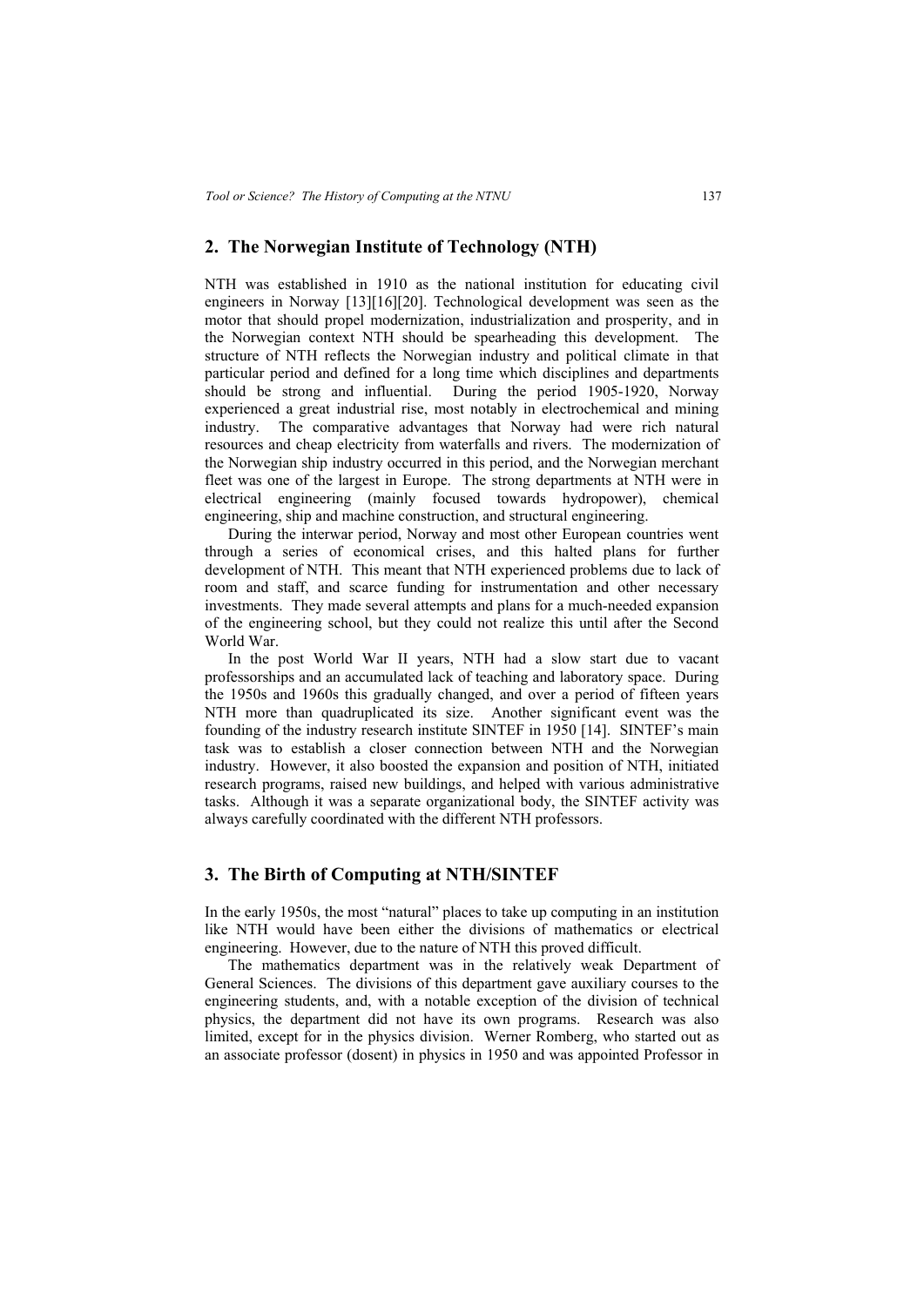## 2. The Norwegian Institute of Technology (NTH)

NTH was established in 1910 as the national institution for educating civil engineers in Norway [13][16][20]. Technological development was seen as the motor that should propel modernization, industrialization and prosperity, and in the Norwegian context NTH should be spearheading this development. The structure of NTH reflects the Norwegian industry and political climate in that particular period and defined for a long time which disciplines and departments should be strong and influential. During the period 1905-1920, Norway experienced a great industrial rise, most notably in electrochemical and mining industry. The comparative advantages that Norway had were rich natural resources and cheap electricity from waterfalls and rivers. The modernization of the Norwegian ship industry occurred in this period, and the Norwegian merchant fleet was one of the largest in Europe. The strong departments at NTH were in electrical engineering (mainly focused towards hydropower), chemical engineering, ship and machine construction, and structural engineering.

During the interwar period, Norway and most other European countries went through a series of economical crises, and this halted plans for further development of NTH. This meant that NTH experienced problems due to lack of room and staff, and scarce funding for instrumentation and other necessary investments. They made several attempts and plans for a much-needed expansion of the engineering school, but they could not realize this until after the Second World War.

In the post World War II years, NTH had a slow start due to vacant professorships and an accumulated lack of teaching and laboratory space. During the 1950s and 1960s this gradually changed, and over a period of fifteen years NTH more than quadruplicated its size. Another significant event was the founding of the industry research institute SINTEF in 1950 [14]. SINTEF's main task was to establish a closer connection between NTH and the Norwegian industry. However, it also boosted the expansion and position of NTH, initiated research programs, raised new buildings, and helped with various administrative tasks. Although it was a separate organizational body, the SINTEF activity was always carefully coordinated with the different NTH professors.

## 3. The Birth of Computing at NTH/SINTEF

In the early 1950s, the most "natural" places to take up computing in an institution like NTH would have been either the divisions of mathematics or electrical engineering. However, due to the nature of NTH this proved difficult.

The mathematics department was in the relatively weak Department of General Sciences. The divisions of this department gave auxiliary courses to the engineering students, and, with a notable exception of the division of technical physics, the department did not have its own programs. Research was also limited, except for in the physics division. Werner Romberg, who started out as an associate professor (dosent) in physics in 1950 and was appointed Professor in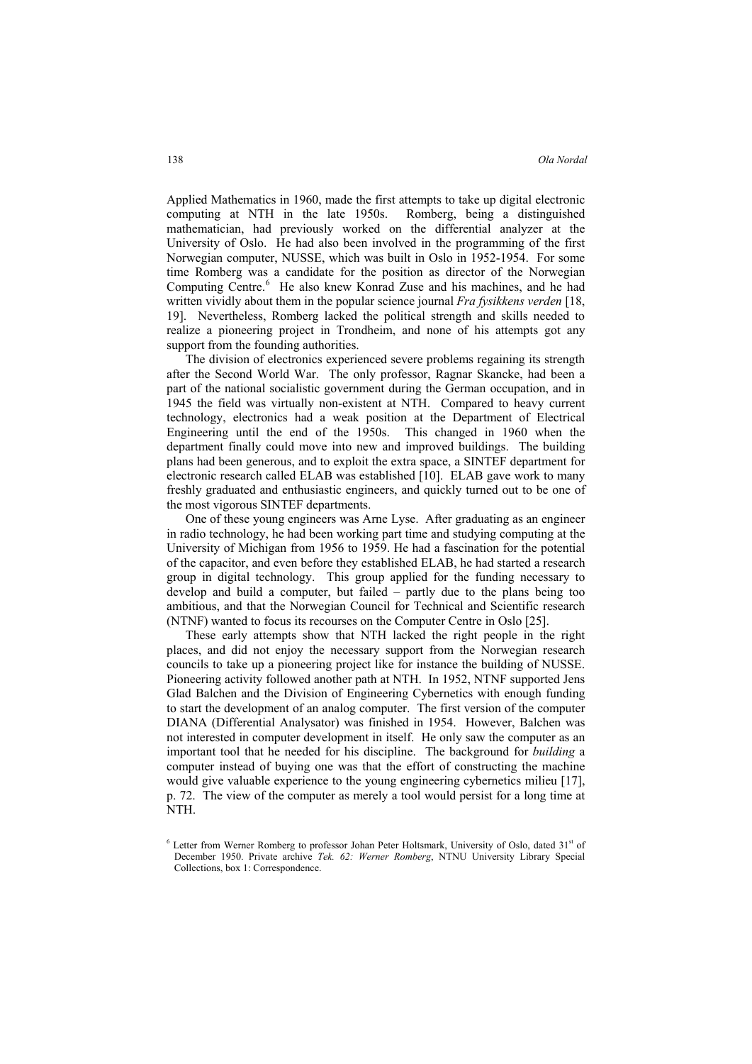Applied Mathematics in 1960, made the first attempts to take up digital electronic computing at NTH in the late 1950s. Romberg, being a distinguished mathematician, had previously worked on the differential analyzer at the University of Oslo. He had also been involved in the programming of the first Norwegian computer, NUSSE, which was built in Oslo in 1952-1954. For some time Romberg was a candidate for the position as director of the Norwegian Computing Centre.[6] He also knew Konrad Zuse and his machines, and he had written vividly about them in the popular science journal *Fra fysikkens verden* [18, 19]. Nevertheless, Romberg lacked the political strength and skills needed to realize a pioneering project in Trondheim, and none of his attempts got any support from the founding authorities.

The division of electronics experienced severe problems regaining its strength after the Second World War. The only professor, Ragnar Skancke, had been a part of the national socialistic government during the German occupation, and in 1945 the field was virtually non-existent at NTH. Compared to heavy current technology, electronics had a weak position at the Department of Electrical Engineering until the end of the 1950s. This changed in 1960 when the department finally could move into new and improved buildings. The building plans had been generous, and to exploit the extra space, a SINTEF department for electronic research called ELAB was established [10]. ELAB gave work to many freshly graduated and enthusiastic engineers, and quickly turned out to be one of the most vigorous SINTEF departments.

One of these young engineers was Arne Lyse. After graduating as an engineer in radio technology, he had been working part time and studying computing at the University of Michigan from 1956 to 1959. He had a fascination for the potential of the capacitor, and even before they established ELAB, he had started a research group in digital technology. This group applied for the funding necessary to develop and build a computer, but failed – partly due to the plans being too ambitious, and that the Norwegian Council for Technical and Scientific research (NTNF) wanted to focus its recourses on the Computer Centre in Oslo [25].

These early attempts show that NTH lacked the right people in the right places, and did not enjoy the necessary support from the Norwegian research councils to take up a pioneering project like for instance the building of NUSSE. Pioneering activity followed another path at NTH. In 1952, NTNF supported Jens Glad Balchen and the Division of Engineering Cybernetics with enough funding to start the development of an analog computer. The first version of the computer DIANA (Differential Analysator) was finished in 1954. However, Balchen was not interested in computer development in itself. He only saw the computer as an important tool that he needed for his discipline. The background for *building* a computer instead of buying one was that the effort of constructing the machine would give valuable experience to the young engineering cybernetics milieu [17], p. 72. The view of the computer as merely a tool would persist for a long time at NTH.

---

[6] Letter from Werner Romberg to professor Johan Peter Holtsmark, University of Oslo, dated 31st of December 1950. Private archive *Tek. 62: Werner Romberg*, NTNU University Library Special Collections, box 1: Correspondence.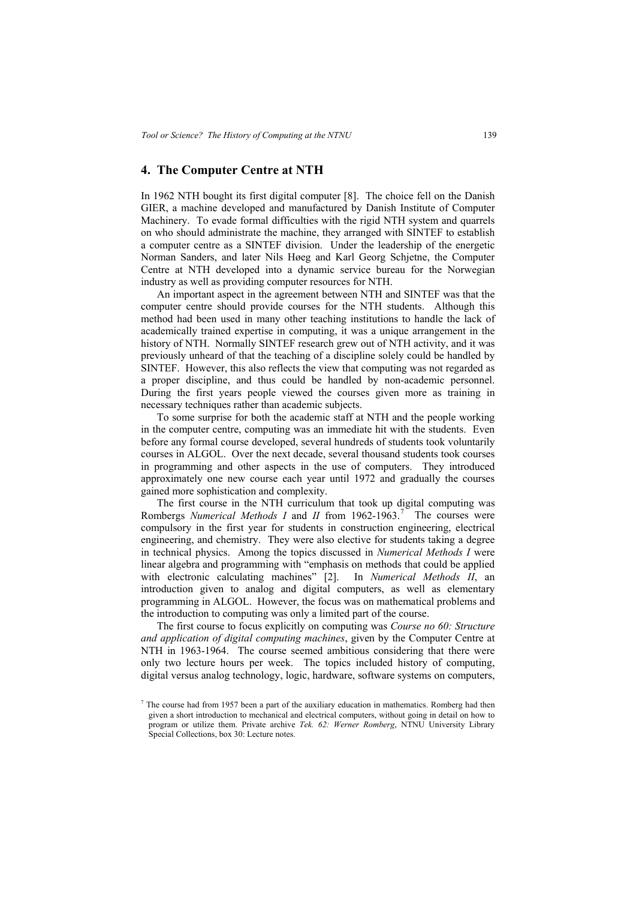## 4. The Computer Centre at NTH

In 1962 NTH bought its first digital computer [8]. The choice fell on the Danish GIER, a machine developed and manufactured by Danish Institute of Computer Machinery. To evade formal difficulties with the rigid NTH system and quarrels on who should administrate the machine, they arranged with SINTEF to establish a computer centre as a SINTEF division. Under the leadership of the energetic Norman Sanders, and later Nils Høeg and Karl Georg Schjetne, the Computer Centre at NTH developed into a dynamic service bureau for the Norwegian industry as well as providing computer resources for NTH.

An important aspect in the agreement between NTH and SINTEF was that the computer centre should provide courses for the NTH students. Although this method had been used in many other teaching institutions to handle the lack of academically trained expertise in computing, it was a unique arrangement in the history of NTH. Normally SINTEF research grew out of NTH activity, and it was previously unheard of that the teaching of a discipline solely could be handled by SINTEF. However, this also reflects the view that computing was not regarded as a proper discipline, and thus could be handled by non-academic personnel. During the first years people viewed the courses given more as training in necessary techniques rather than academic subjects.

To some surprise for both the academic staff at NTH and the people working in the computer centre, computing was an immediate hit with the students. Even before any formal course developed, several hundreds of students took voluntarily courses in ALGOL. Over the next decade, several thousand students took courses in programming and other aspects in the use of computers. They introduced approximately one new course each year until 1972 and gradually the courses gained more sophistication and complexity.

The first course in the NTH curriculum that took up digital computing was Rombergs *Numerical Methods I* and *II* from 1962-1963.[7] The courses were compulsory in the first year for students in construction engineering, electrical engineering, and chemistry. They were also elective for students taking a degree in technical physics. Among the topics discussed in *Numerical Methods I* were linear algebra and programming with "emphasis on methods that could be applied with electronic calculating machines" [2]. In *Numerical Methods II*, an introduction given to analog and digital computers, as well as elementary programming in ALGOL. However, the focus was on mathematical problems and the introduction to computing was only a limited part of the course.

The first course to focus explicitly on computing was *Course no 60: Structure and application of digital computing machines*, given by the Computer Centre at NTH in 1963-1964. The course seemed ambitious considering that there were only two lecture hours per week. The topics included history of computing, digital versus analog technology, logic, hardware, software systems on computers,

[7] The course had from 1957 been a part of the auxiliary education in mathematics. Romberg had then given a short introduction to mechanical and electrical computers, without going in detail on how to program or utilize them. Private archive *Tek. 62: Werner Romberg*, NTNU University Library Special Collections, box 30: Lecture notes.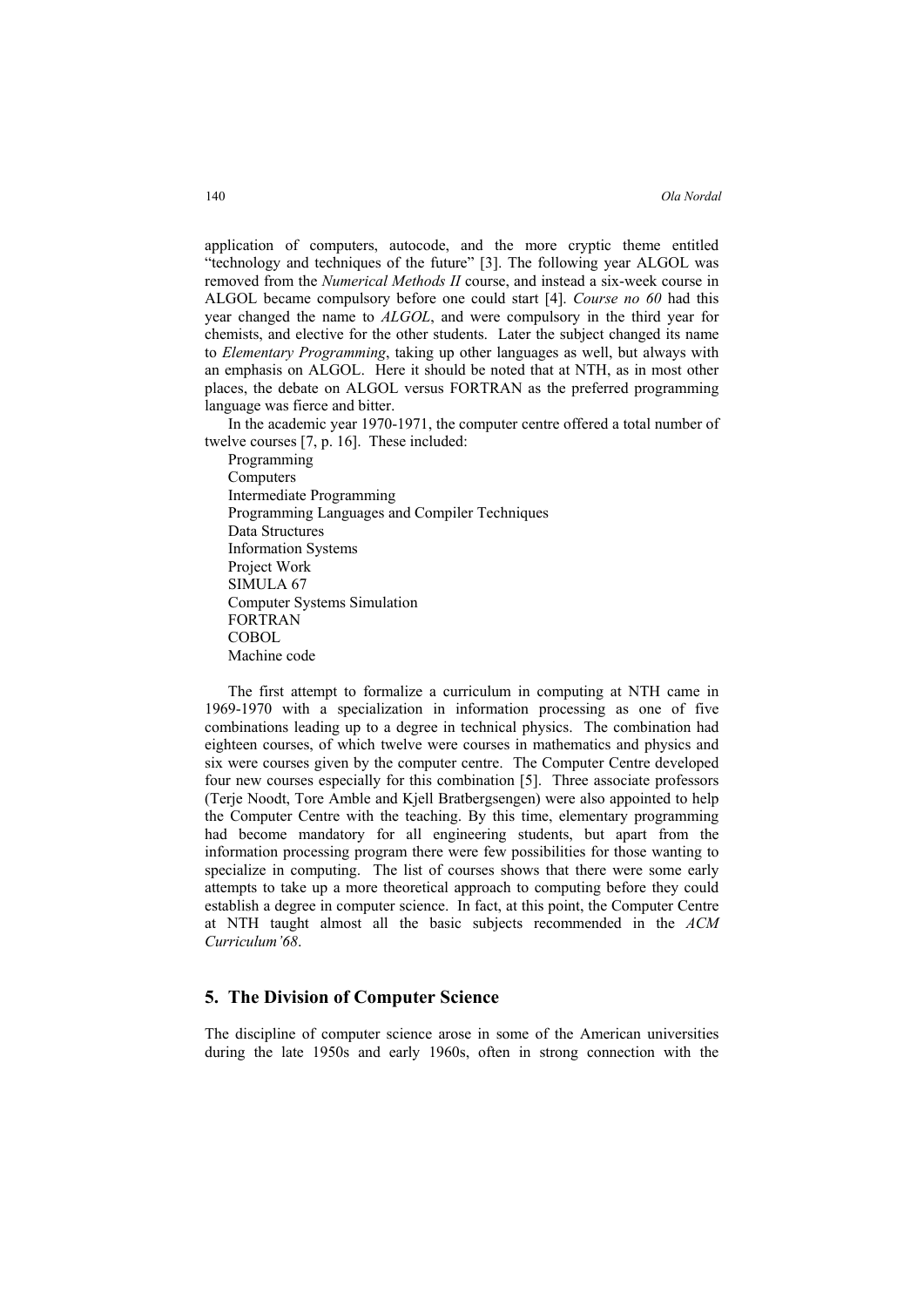application of computers, autocode, and the more cryptic theme entitled "technology and techniques of the future" [3]. The following year ALGOL was removed from the *Numerical Methods II* course, and instead a six-week course in ALGOL became compulsory before one could start [4]. *Course no 60* had this year changed the name to *ALGOL*, and were compulsory in the third year for chemists, and elective for the other students. Later the subject changed its name to *Elementary Programming*, taking up other languages as well, but always with an emphasis on ALGOL. Here it should be noted that at NTH, as in most other places, the debate on ALGOL versus FORTRAN as the preferred programming language was fierce and bitter.

In the academic year 1970-1971, the computer centre offered a total number of twelve courses [7, p. 16]. These included:

- Programming
- Computers
- Intermediate Programming
- Programming Languages and Compiler Techniques
- Data Structures
- Information Systems
- Project Work
- SIMULA 67
- Computer Systems Simulation
- FORTRAN
- COBOL
- Machine code

The first attempt to formalize a curriculum in computing at NTH came in 1969-1970 with a specialization in information processing as one of five combinations leading up to a degree in technical physics. The combination had eighteen courses, of which twelve were courses in mathematics and physics and six were courses given by the computer centre. The Computer Centre developed four new courses especially for this combination [5]. Three associate professors (Terje Noodt, Tore Amble and Kjell Bratbergsengen) were also appointed to help the Computer Centre with the teaching. By this time, elementary programming had become mandatory for all engineering students, but apart from the information processing program there were few possibilities for those wanting to specialize in computing. The list of courses shows that there were some early attempts to take up a more theoretical approach to computing before they could establish a degree in computer science. In fact, at this point, the Computer Centre at NTH taught almost all the basic subjects recommended in the *ACM Curriculum'68*.

## 5. The Division of Computer Science

The discipline of computer science arose in some of the American universities during the late 1950s and early 1960s, often in strong connection with the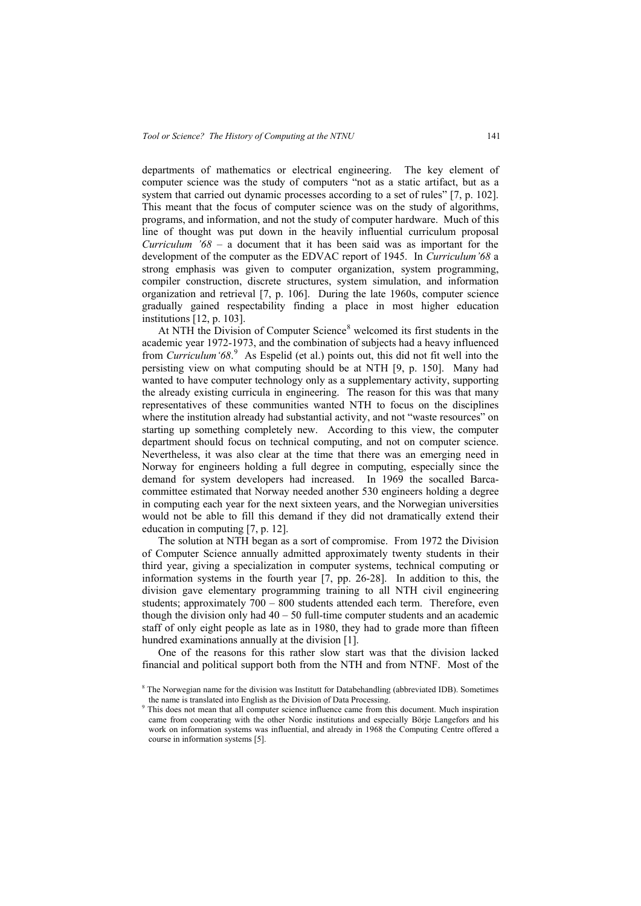departments of mathematics or electrical engineering. The key element of computer science was the study of computers "not as a static artifact, but as a system that carried out dynamic processes according to a set of rules" [7, p. 102]. This meant that the focus of computer science was on the study of algorithms, programs, and information, and not the study of computer hardware. Much of this line of thought was put down in the heavily influential curriculum proposal *Curriculum '68* – a document that it has been said was as important for the development of the computer as the EDVAC report of 1945. In *Curriculum'68* a strong emphasis was given to computer organization, system programming, compiler construction, discrete structures, system simulation, and information organization and retrieval [7, p. 106]. During the late 1960s, computer science gradually gained respectability finding a place in most higher education institutions [12, p. 103].

At NTH the Division of Computer Science[8] welcomed its first students in the academic year 1972-1973, and the combination of subjects had a heavy influenced from *Curriculum'68*.[9] As Espelid (et al.) points out, this did not fit well into the persisting view on what computing should be at NTH [9, p. 150]. Many had wanted to have computer technology only as a supplementary activity, supporting the already existing curricula in engineering. The reason for this was that many representatives of these communities wanted NTH to focus on the disciplines where the institution already had substantial activity, and not "waste resources" on starting up something completely new. According to this view, the computer department should focus on technical computing, and not on computer science. Nevertheless, it was also clear at the time that there was an emerging need in Norway for engineers holding a full degree in computing, especially since the demand for system developers had increased. In 1969 the socalled Barca-committee estimated that Norway needed another 530 engineers holding a degree in computing each year for the next sixteen years, and the Norwegian universities would not be able to fill this demand if they did not dramatically extend their education in computing [7, p. 12].

The solution at NTH began as a sort of compromise. From 1972 the Division of Computer Science annually admitted approximately twenty students in their third year, giving a specialization in computer systems, technical computing or information systems in the fourth year [7, pp. 26-28]. In addition to this, the division gave elementary programming training to all NTH civil engineering students; approximately 700 – 800 students attended each term. Therefore, even though the division only had 40 – 50 full-time computer students and an academic staff of only eight people as late as in 1980, they had to grade more than fifteen hundred examinations annually at the division [1].

One of the reasons for this rather slow start was that the division lacked financial and political support both from the NTH and from NTNF. Most of the

[8] The Norwegian name for the division was Institutt for Databehandling (abbreviated IDB). Sometimes the name is translated into English as the Division of Data Processing.

[9] This does not mean that all computer science influence came from this document. Much inspiration came from cooperating with the other Nordic institutions and especially Börje Langefors and his work on information systems was influential, and already in 1968 the Computing Centre offered a course in information systems [5].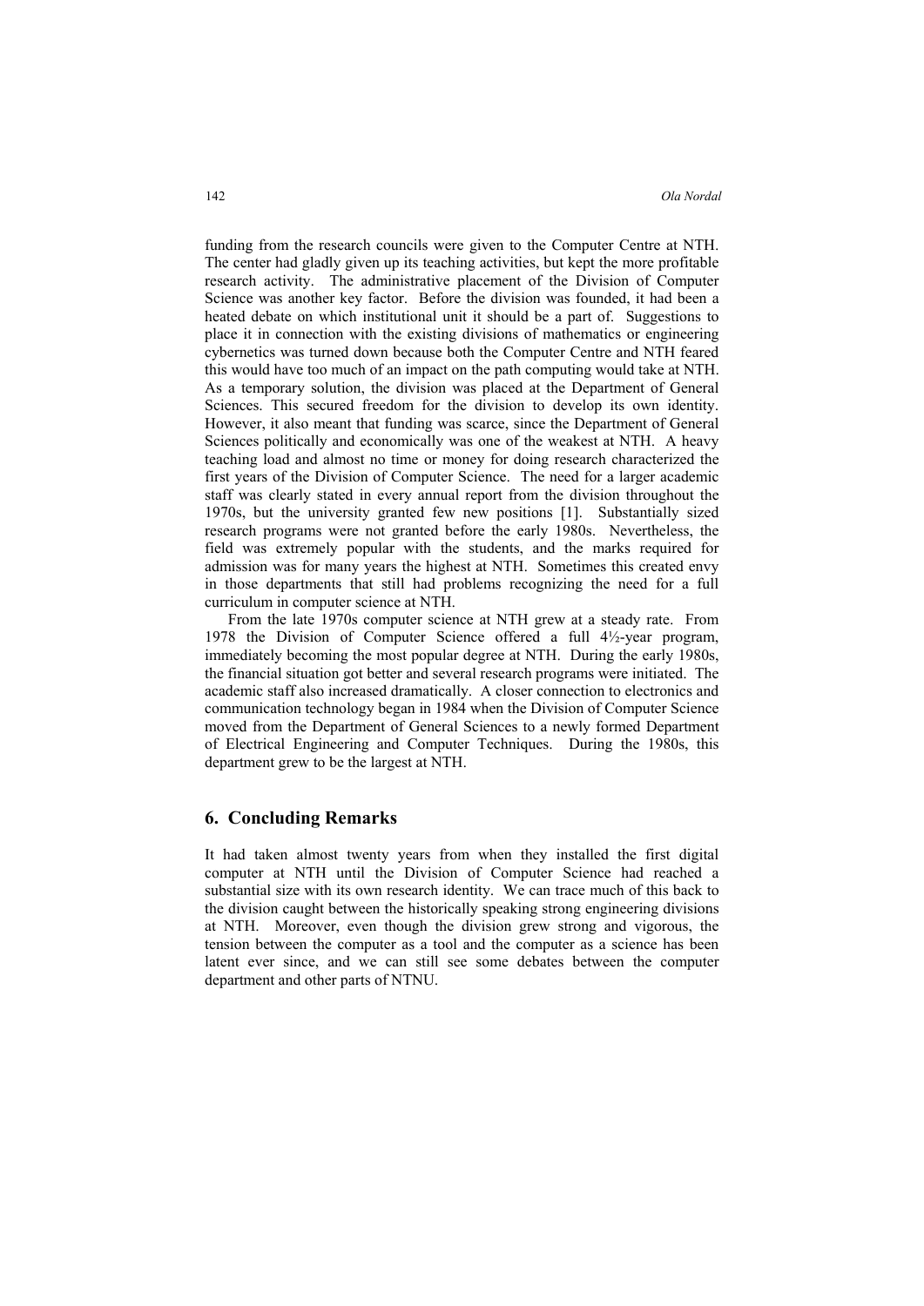funding from the research councils were given to the Computer Centre at NTH. The center had gladly given up its teaching activities, but kept the more profitable research activity. The administrative placement of the Division of Computer Science was another key factor. Before the division was founded, it had been a heated debate on which institutional unit it should be a part of. Suggestions to place it in connection with the existing divisions of mathematics or engineering cybernetics was turned down because both the Computer Centre and NTH feared this would have too much of an impact on the path computing would take at NTH. As a temporary solution, the division was placed at the Department of General Sciences. This secured freedom for the division to develop its own identity. However, it also meant that funding was scarce, since the Department of General Sciences politically and economically was one of the weakest at NTH. A heavy teaching load and almost no time or money for doing research characterized the first years of the Division of Computer Science. The need for a larger academic staff was clearly stated in every annual report from the division throughout the 1970s, but the university granted few new positions [1]. Substantially sized research programs were not granted before the early 1980s. Nevertheless, the field was extremely popular with the students, and the marks required for admission was for many years the highest at NTH. Sometimes this created envy in those departments that still had problems recognizing the need for a full curriculum in computer science at NTH.

From the late 1970s computer science at NTH grew at a steady rate. From 1978 the Division of Computer Science offered a full 4½-year program, immediately becoming the most popular degree at NTH. During the early 1980s, the financial situation got better and several research programs were initiated. The academic staff also increased dramatically. A closer connection to electronics and communication technology began in 1984 when the Division of Computer Science moved from the Department of General Sciences to a newly formed Department of Electrical Engineering and Computer Techniques. During the 1980s, this department grew to be the largest at NTH.

## 6. Concluding Remarks

It had taken almost twenty years from when they installed the first digital computer at NTH until the Division of Computer Science had reached a substantial size with its own research identity. We can trace much of this back to the division caught between the historically speaking strong engineering divisions at NTH. Moreover, even though the division grew strong and vigorous, the tension between the computer as a tool and the computer as a science has been latent ever since, and we can still see some debates between the computer department and other parts of NTNU.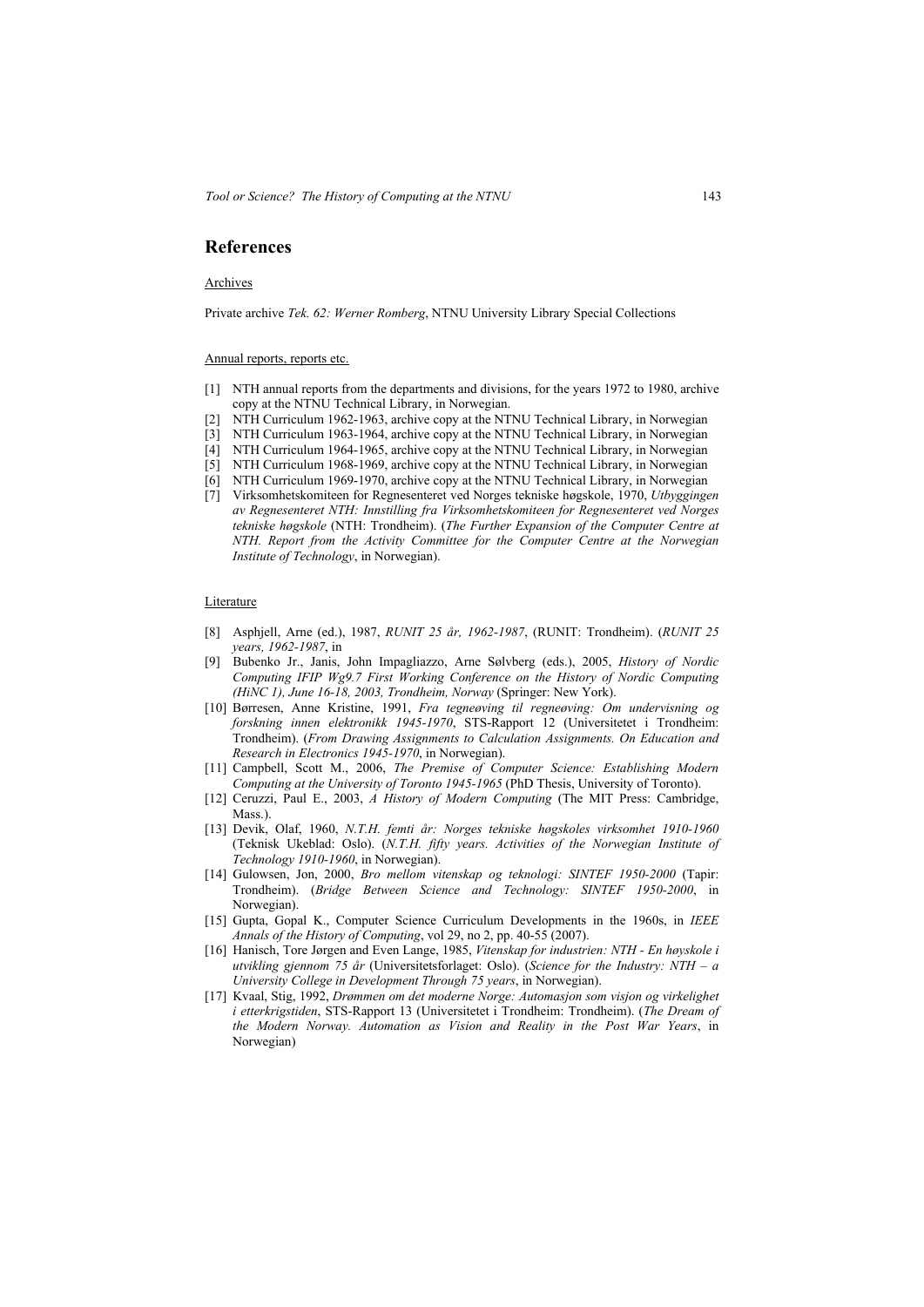## References

Archives

Private archive *Tek. 62: Werner Romberg*, NTNU University Library Special Collections

Annual reports, reports etc.

[1] NTH annual reports from the departments and divisions, for the years 1972 to 1980, archive copy at the NTNU Technical Library, in Norwegian.
[2] NTH Curriculum 1962-1963, archive copy at the NTNU Technical Library, in Norwegian
[3] NTH Curriculum 1963-1964, archive copy at the NTNU Technical Library, in Norwegian
[4] NTH Curriculum 1964-1965, archive copy at the NTNU Technical Library, in Norwegian
[5] NTH Curriculum 1968-1969, archive copy at the NTNU Technical Library, in Norwegian
[6] NTH Curriculum 1969-1970, archive copy at the NTNU Technical Library, in Norwegian
[7] Virksomhetskomiteen for Regnesenteret ved Norges tekniske høgskole, 1970, *Utbyggingen av Regnesenteret NTH: Innstilling fra Virksomhetskomiteen for Regnesenteret ved Norges tekniske høgskole* (NTH: Trondheim). (*The Further Expansion of the Computer Centre at NTH. Report from the Activity Committee for the Computer Centre at the Norwegian Institute of Technology*, in Norwegian).

Literature

[8] Asphjell, Arne (ed.), 1987, *RUNIT 25 år, 1962-1987*, (RUNIT: Trondheim). (*RUNIT 25 years, 1962-1987*, in
[9] Bubenko Jr., Janis, John Impagliazzo, Arne Sølvberg (eds.), 2005, *History of Nordic Computing IFIP Wg9.7 First Working Conference on the History of Nordic Computing (HiNC 1), June 16-18, 2003, Trondheim, Norway* (Springer: New York).
[10] Børresen, Anne Kristine, 1991, *Fra tegneøving til regneøving: Om undervisning og forskning innen elektronikk 1945-1970*, STS-Rapport 12 (Universitetet i Trondheim: Trondheim). (*From Drawing Assignments to Calculation Assignments. On Education and Research in Electronics 1945-1970*, in Norwegian).
[11] Campbell, Scott M., 2006, *The Premise of Computer Science: Establishing Modern Computing at the University of Toronto 1945-1965* (PhD Thesis, University of Toronto).
[12] Ceruzzi, Paul E., 2003, *A History of Modern Computing* (The MIT Press: Cambridge, Mass.).
[13] Devik, Olaf, 1960, *N.T.H. femti år: Norges tekniske høgskoles virksomhet 1910-1960* (Teknisk Ukeblad: Oslo). (*N.T.H. fifty years. Activities of the Norwegian Institute of Technology 1910-1960*, in Norwegian).
[14] Gulowsen, Jon, 2000, *Bro mellom vitenskap og teknologi: SINTEF 1950-2000* (Tapir: Trondheim). (*Bridge Between Science and Technology: SINTEF 1950-2000*, in Norwegian).
[15] Gupta, Gopal K., Computer Science Curriculum Developments in the 1960s, in *IEEE Annals of the History of Computing*, vol 29, no 2, pp. 40-55 (2007).
[16] Hanisch, Tore Jørgen and Even Lange, 1985, *Vitenskap for industrien: NTH - En høyskole i utvikling gjennom 75 år* (Universitetsforlaget: Oslo). (*Science for the Industry: NTH – a University College in Development Through 75 years*, in Norwegian).
[17] Kvaal, Stig, 1992, *Drømmen om det moderne Norge: Automasjon som visjon og virkelighet i etterkrigstiden*, STS-Rapport 13 (Universitetet i Trondheim: Trondheim). (*The Dream of the Modern Norway. Automation as Vision and Reality in the Post War Years*, in Norwegian)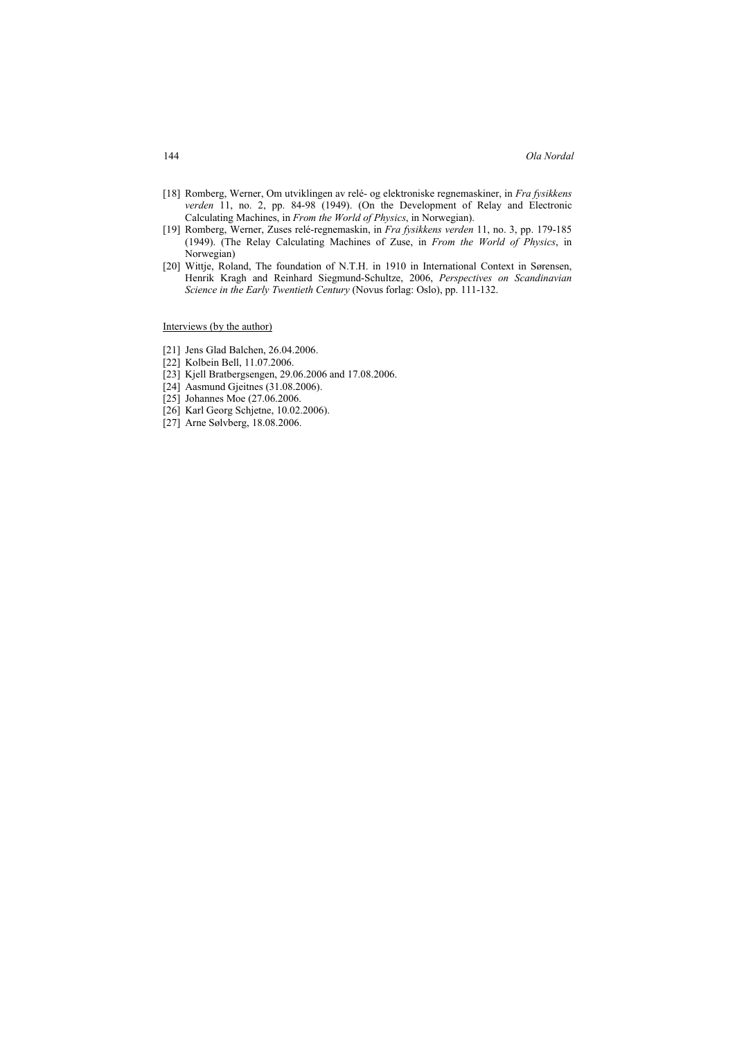[18] Romberg, Werner, Om utviklingen av relé- og elektroniske regnemaskiner, in *Fra fysikkens verden* 11, no. 2, pp. 84-98 (1949). (On the Development of Relay and Electronic Calculating Machines, in *From the World of Physics*, in Norwegian).

[19] Romberg, Werner, Zuses relé-regnemaskin, in *Fra fysikkens verden* 11, no. 3, pp. 179-185 (1949). (The Relay Calculating Machines of Zuse, in *From the World of Physics*, in Norwegian)

[20] Wittje, Roland, The foundation of N.T.H. in 1910 in International Context in Sørensen, Henrik Kragh and Reinhard Siegmund-Schultze, 2006, *Perspectives on Scandinavian Science in the Early Twentieth Century* (Novus forlag: Oslo), pp. 111-132.

Interviews (by the author)

[21] Jens Glad Balchen, 26.04.2006.

[22] Kolbein Bell, 11.07.2006.

[23] Kjell Bratbergsengen, 29.06.2006 and 17.08.2006.

[24] Aasmund Gjeitnes (31.08.2006).

[25] Johannes Moe (27.06.2006.

[26] Karl Georg Schjetne, 10.02.2006).

[27] Arne Sølvberg, 18.08.2006.